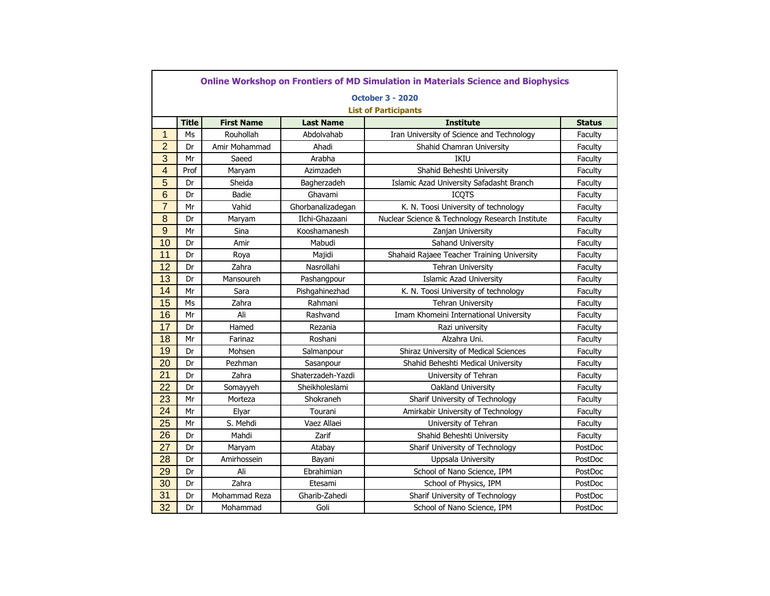# Online Workshop on Frontiers of MD Simulation in Materials Science and Biophysics

### October 3 - 2020

### List of Participants

| | Title | First Name | Last Name | Institute | Status |
|---|---|---|---|---|---|
| 1 | Ms | Rouhollah | Abdolvahab | Iran University of Science and Technology | Faculty |
| 2 | Dr | Amir Mohammad | Ahadi | Shahid Chamran University | Faculty |
| 3 | Mr | Saeed | Arabha | IKIU | Faculty |
| 4 | Prof | Maryam | Azimzadeh | Shahid Beheshti University | Faculty |
| 5 | Dr | Sheida | Bagherzadeh | Islamic Azad University Safadasht Branch | Faculty |
| 6 | Dr | Badie | Ghavami | ICQTS | Faculty |
| 7 | Mr | Vahid | Ghorbanalizadegan | K. N. Toosi University of technology | Faculty |
| 8 | Dr | Maryam | Ilchi-Ghazaani | Nuclear Science & Technology Research Institute | Faculty |
| 9 | Mr | Sina | Kooshamanesh | Zanjan University | Faculty |
| 10 | Dr | Amir | Mabudi | Sahand University | Faculty |
| 11 | Dr | Roya | Majidi | Shahaid Rajaee Teacher Training University | Faculty |
| 12 | Dr | Zahra | Nasrollahi | Tehran University | Faculty |
| 13 | Dr | Mansoureh | Pashangpour | Islamic Azad University | Faculty |
| 14 | Mr | Sara | Pishgahinezhad | K. N. Toosi University of technology | Faculty |
| 15 | Ms | Zahra | Rahmani | Tehran University | Faculty |
| 16 | Mr | Ali | Rashvand | Imam Khomeini International University | Faculty |
| 17 | Dr | Hamed | Rezania | Razi university | Faculty |
| 18 | Mr | Farinaz | Roshani | Alzahra Uni. | Faculty |
| 19 | Dr | Mohsen | Salmanpour | Shiraz University of Medical Sciences | Faculty |
| 20 | Dr | Pezhman | Sasanpour | Shahid Beheshti Medical University | Faculty |
| 21 | Dr | Zahra | Shaterzadeh-Yazdi | University of Tehran | Faculty |
| 22 | Dr | Somayyeh | Sheikholeslami | Oakland University | Faculty |
| 23 | Mr | Morteza | Shokraneh | Sharif University of Technology | Faculty |
| 24 | Mr | Elyar | Tourani | Amirkabir University of Technology | Faculty |
| 25 | Mr | S. Mehdi | Vaez Allaei | University of Tehran | Faculty |
| 26 | Dr | Mahdi | Zarif | Shahid Beheshti University | Faculty |
| 27 | Dr | Maryam | Atabay | Sharif University of Technology | PostDoc |
| 28 | Dr | Amirhossein | Bayani | Uppsala University | PostDoc |
| 29 | Dr | Ali | Ebrahimian | School of Nano Science, IPM | PostDoc |
| 30 | Dr | Zahra | Etesami | School of Physics, IPM | PostDoc |
| 31 | Dr | Mohammad Reza | Gharib-Zahedi | Sharif University of Technology | PostDoc |
| 32 | Dr | Mohammad | Goli | School of Nano Science, IPM | PostDoc |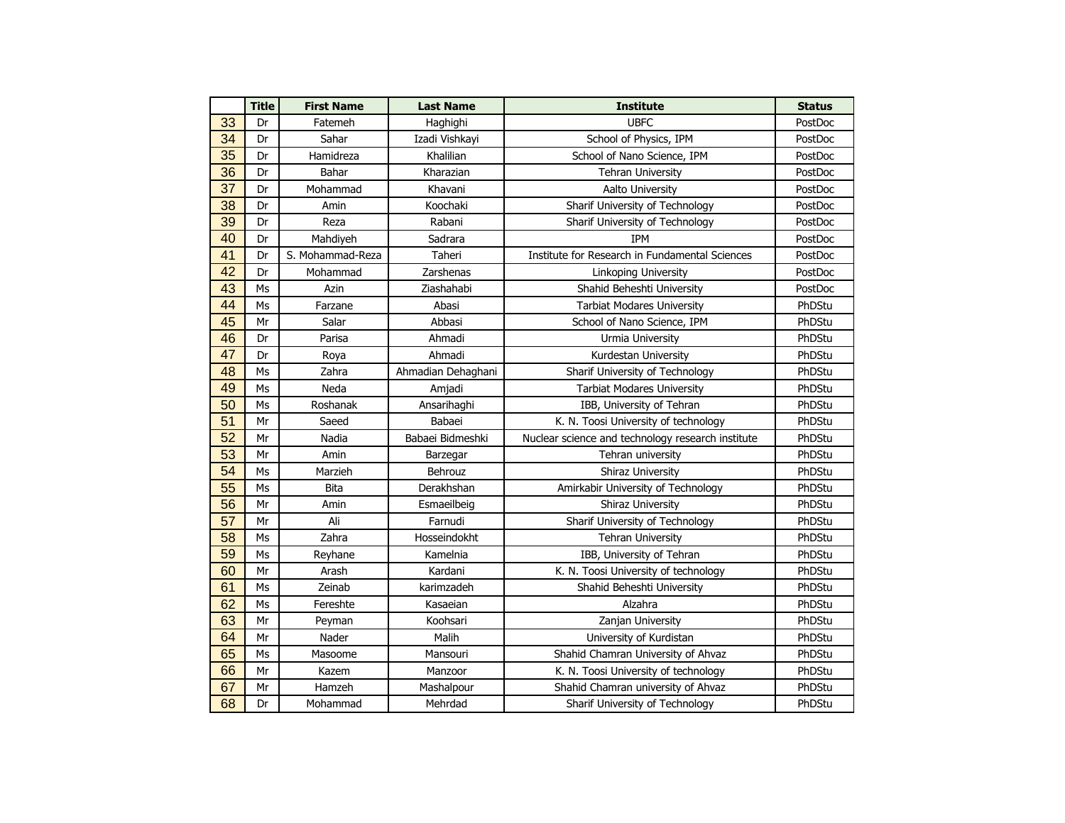| | Title | First Name | Last Name | Institute | Status |
|---|---|---|---|---|---|
| 33 | Dr | Fatemeh | Haghighi | UBFC | PostDoc |
| 34 | Dr | Sahar | Izadi Vishkayi | School of Physics, IPM | PostDoc |
| 35 | Dr | Hamidreza | Khalilian | School of Nano Science, IPM | PostDoc |
| 36 | Dr | Bahar | Kharazian | Tehran University | PostDoc |
| 37 | Dr | Mohammad | Khavani | Aalto University | PostDoc |
| 38 | Dr | Amin | Koochaki | Sharif University of Technology | PostDoc |
| 39 | Dr | Reza | Rabani | Sharif University of Technology | PostDoc |
| 40 | Dr | Mahdiyeh | Sadrara | IPM | PostDoc |
| 41 | Dr | S. Mohammad-Reza | Taheri | Institute for Research in Fundamental Sciences | PostDoc |
| 42 | Dr | Mohammad | Zarshenas | Linkoping University | PostDoc |
| 43 | Ms | Azin | Ziashahabi | Shahid Beheshti University | PostDoc |
| 44 | Ms | Farzane | Abasi | Tarbiat Modares University | PhDStu |
| 45 | Mr | Salar | Abbasi | School of Nano Science, IPM | PhDStu |
| 46 | Dr | Parisa | Ahmadi | Urmia University | PhDStu |
| 47 | Dr | Roya | Ahmadi | Kurdestan University | PhDStu |
| 48 | Ms | Zahra | Ahmadian Dehaghani | Sharif University of Technology | PhDStu |
| 49 | Ms | Neda | Amjadi | Tarbiat Modares University | PhDStu |
| 50 | Ms | Roshanak | Ansarihaghi | IBB, University of Tehran | PhDStu |
| 51 | Mr | Saeed | Babaei | K. N. Toosi University of technology | PhDStu |
| 52 | Mr | Nadia | Babaei Bidmeshki | Nuclear science and technology research institute | PhDStu |
| 53 | Mr | Amin | Barzegar | Tehran university | PhDStu |
| 54 | Ms | Marzieh | Behrouz | Shiraz University | PhDStu |
| 55 | Ms | Bita | Derakhshan | Amirkabir University of Technology | PhDStu |
| 56 | Mr | Amin | Esmaeilbeig | Shiraz University | PhDStu |
| 57 | Mr | Ali | Farnudi | Sharif University of Technology | PhDStu |
| 58 | Ms | Zahra | Hosseindokht | Tehran University | PhDStu |
| 59 | Ms | Reyhane | Kamelnia | IBB, University of Tehran | PhDStu |
| 60 | Mr | Arash | Kardani | K. N. Toosi University of technology | PhDStu |
| 61 | Ms | Zeinab | karimzadeh | Shahid Beheshti University | PhDStu |
| 62 | Ms | Fereshte | Kasaeian | Alzahra | PhDStu |
| 63 | Mr | Peyman | Koohsari | Zanjan University | PhDStu |
| 64 | Mr | Nader | Malih | University of Kurdistan | PhDStu |
| 65 | Ms | Masoome | Mansouri | Shahid Chamran University of Ahvaz | PhDStu |
| 66 | Mr | Kazem | Manzoor | K. N. Toosi University of technology | PhDStu |
| 67 | Mr | Hamzeh | Mashalpour | Shahid Chamran university of Ahvaz | PhDStu |
| 68 | Dr | Mohammad | Mehrdad | Sharif University of Technology | PhDStu |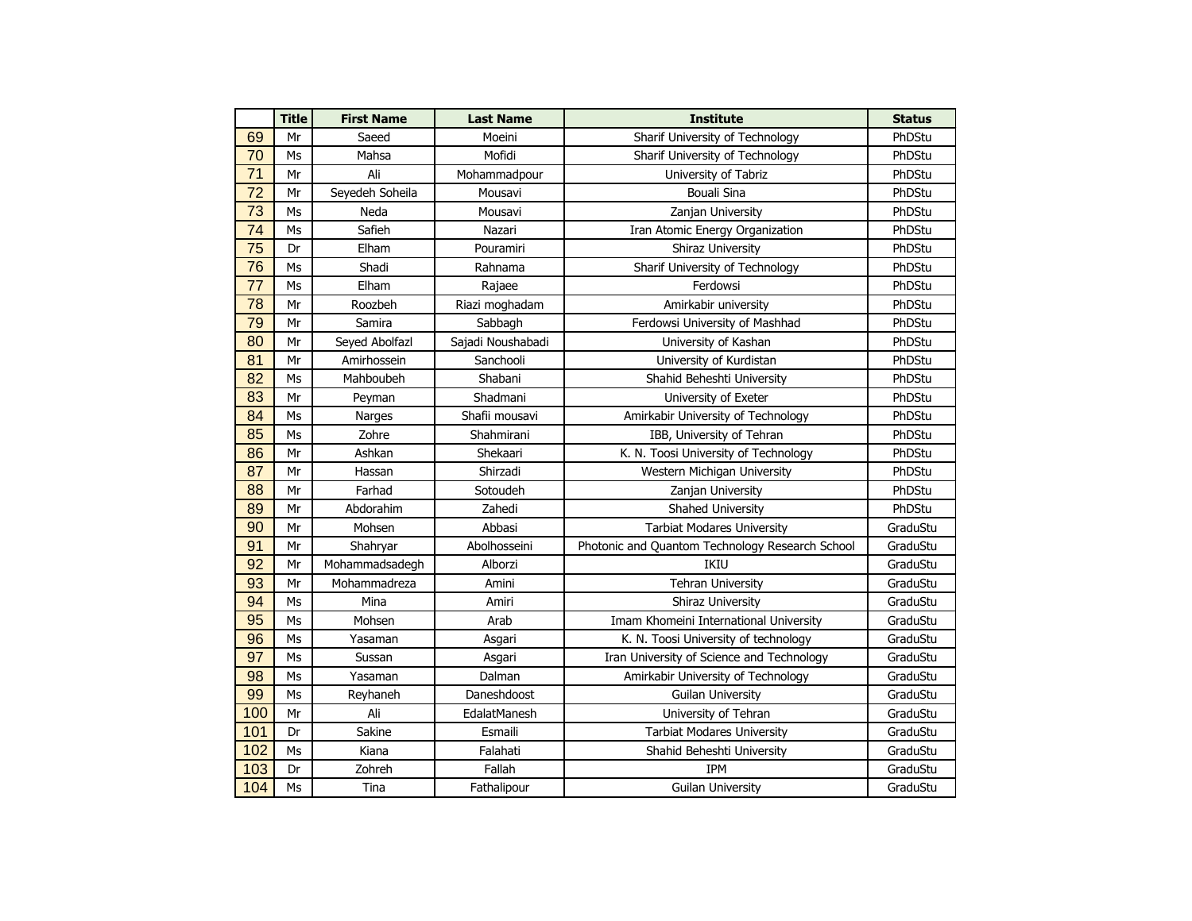|  | Title | First Name | Last Name | Institute | Status |
|---|---|---|---|---|---|
| 69 | Mr | Saeed | Moeini | Sharif University of Technology | PhDStu |
| 70 | Ms | Mahsa | Mofidi | Sharif University of Technology | PhDStu |
| 71 | Mr | Ali | Mohammadpour | University of Tabriz | PhDStu |
| 72 | Mr | Seyedeh Soheila | Mousavi | Bouali Sina | PhDStu |
| 73 | Ms | Neda | Mousavi | Zanjan University | PhDStu |
| 74 | Ms | Safieh | Nazari | Iran Atomic Energy Organization | PhDStu |
| 75 | Dr | Elham | Pouramiri | Shiraz University | PhDStu |
| 76 | Ms | Shadi | Rahnama | Sharif University of Technology | PhDStu |
| 77 | Ms | Elham | Rajaee | Ferdowsi | PhDStu |
| 78 | Mr | Roozbeh | Riazi moghadam | Amirkabir university | PhDStu |
| 79 | Mr | Samira | Sabbagh | Ferdowsi University of Mashhad | PhDStu |
| 80 | Mr | Seyed Abolfazl | Sajadi Noushabadi | University of Kashan | PhDStu |
| 81 | Mr | Amirhossein | Sanchooli | University of Kurdistan | PhDStu |
| 82 | Ms | Mahboubeh | Shabani | Shahid Beheshti University | PhDStu |
| 83 | Mr | Peyman | Shadmani | University of Exeter | PhDStu |
| 84 | Ms | Narges | Shafii mousavi | Amirkabir University of Technology | PhDStu |
| 85 | Ms | Zohre | Shahmirani | IBB, University of Tehran | PhDStu |
| 86 | Mr | Ashkan | Shekaari | K. N. Toosi University of Technology | PhDStu |
| 87 | Mr | Hassan | Shirzadi | Western Michigan University | PhDStu |
| 88 | Mr | Farhad | Sotoudeh | Zanjan University | PhDStu |
| 89 | Mr | Abdorahim | Zahedi | Shahed University | PhDStu |
| 90 | Mr | Mohsen | Abbasi | Tarbiat Modares University | GraduStu |
| 91 | Mr | Shahryar | Abolhosseini | Photonic and Quantum Technology Research School | GraduStu |
| 92 | Mr | Mohammadsadegh | Alborzi | IKIU | GraduStu |
| 93 | Mr | Mohammadreza | Amini | Tehran University | GraduStu |
| 94 | Ms | Mina | Amiri | Shiraz University | GraduStu |
| 95 | Ms | Mohsen | Arab | Imam Khomeini International University | GraduStu |
| 96 | Ms | Yasaman | Asgari | K. N. Toosi University of technology | GraduStu |
| 97 | Ms | Sussan | Asgari | Iran University of Science and Technology | GraduStu |
| 98 | Ms | Yasaman | Dalman | Amirkabir University of Technology | GraduStu |
| 99 | Ms | Reyhaneh | Daneshdoost | Guilan University | GraduStu |
| 100 | Mr | Ali | EdalatManesh | University of Tehran | GraduStu |
| 101 | Dr | Sakine | Esmaili | Tarbiat Modares University | GraduStu |
| 102 | Ms | Kiana | Falahati | Shahid Beheshti University | GraduStu |
| 103 | Dr | Zohreh | Fallah | IPM | GraduStu |
| 104 | Ms | Tina | Fathalipour | Guilan University | GraduStu |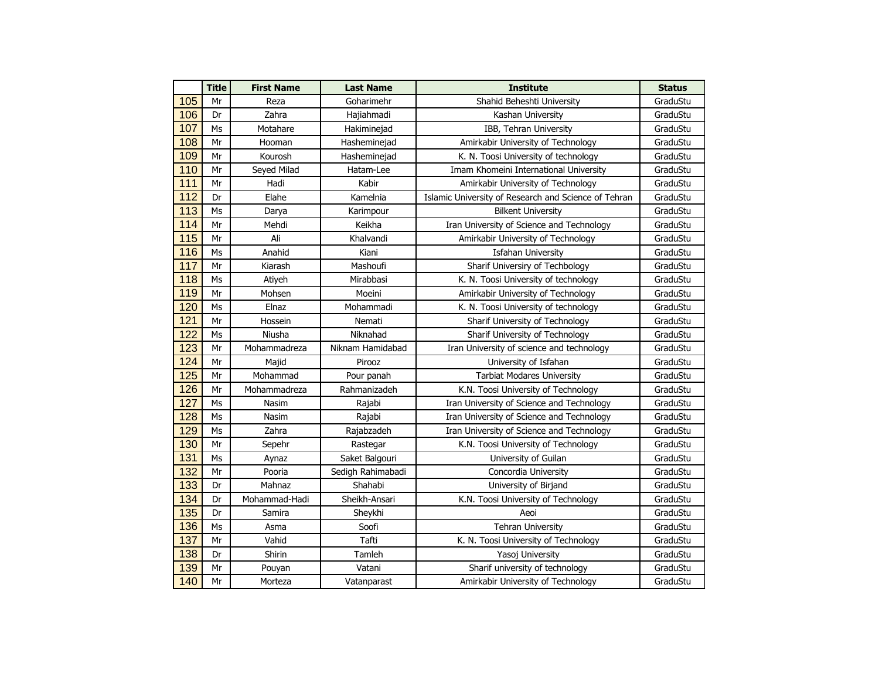|  | Title | First Name | Last Name | Institute | Status |
|---|---|---|---|---|---|
| 105 | Mr | Reza | Goharimehr | Shahid Beheshti University | GraduStu |
| 106 | Dr | Zahra | Hajiahmadi | Kashan University | GraduStu |
| 107 | Ms | Motahare | Hakiminejad | IBB, Tehran University | GraduStu |
| 108 | Mr | Hooman | Hasheminejad | Amirkabir University of Technology | GraduStu |
| 109 | Mr | Kourosh | Hasheminejad | K. N. Toosi University of technology | GraduStu |
| 110 | Mr | Seyed Milad | Hatam-Lee | Imam Khomeini International University | GraduStu |
| 111 | Mr | Hadi | Kabir | Amirkabir University of Technology | GraduStu |
| 112 | Dr | Elahe | Kamelnia | Islamic University of Research and Science of Tehran | GraduStu |
| 113 | Ms | Darya | Karimpour | Bilkent University | GraduStu |
| 114 | Mr | Mehdi | Keikha | Iran University of Science and Technology | GraduStu |
| 115 | Mr | Ali | Khalvandi | Amirkabir University of Technology | GraduStu |
| 116 | Ms | Anahid | Kiani | Isfahan University | GraduStu |
| 117 | Mr | Kiarash | Mashoufi | Sharif Universiry of Techbology | GraduStu |
| 118 | Ms | Atiyeh | Mirabbasi | K. N. Toosi University of technology | GraduStu |
| 119 | Mr | Mohsen | Moeini | Amirkabir University of Technology | GraduStu |
| 120 | Ms | Elnaz | Mohammadi | K. N. Toosi University of technology | GraduStu |
| 121 | Mr | Hossein | Nemati | Sharif University of Technology | GraduStu |
| 122 | Ms | Niusha | Niknahad | Sharif University of Technology | GraduStu |
| 123 | Mr | Mohammadreza | Niknam Hamidabad | Iran University of science and technology | GraduStu |
| 124 | Mr | Majid | Pirooz | University of Isfahan | GraduStu |
| 125 | Mr | Mohammad | Pour panah | Tarbiat Modares University | GraduStu |
| 126 | Mr | Mohammadreza | Rahmanizadeh | K.N. Toosi University of Technology | GraduStu |
| 127 | Ms | Nasim | Rajabi | Iran University of Science and Technology | GraduStu |
| 128 | Ms | Nasim | Rajabi | Iran University of Science and Technology | GraduStu |
| 129 | Ms | Zahra | Rajabzadeh | Iran University of Science and Technology | GraduStu |
| 130 | Mr | Sepehr | Rastegar | K.N. Toosi University of Technology | GraduStu |
| 131 | Ms | Aynaz | Saket Balgouri | University of Guilan | GraduStu |
| 132 | Mr | Pooria | Sedigh Rahimabadi | Concordia University | GraduStu |
| 133 | Dr | Mahnaz | Shahabi | University of Birjand | GraduStu |
| 134 | Dr | Mohammad-Hadi | Sheikh-Ansari | K.N. Toosi University of Technology | GraduStu |
| 135 | Dr | Samira | Sheykhi | Aeoi | GraduStu |
| 136 | Ms | Asma | Soofi | Tehran University | GraduStu |
| 137 | Mr | Vahid | Tafti | K. N. Toosi University of Technology | GraduStu |
| 138 | Dr | Shirin | Tamleh | Yasoj University | GraduStu |
| 139 | Mr | Pouyan | Vatani | Sharif university of technology | GraduStu |
| 140 | Mr | Morteza | Vatanparast | Amirkabir University of Technology | GraduStu |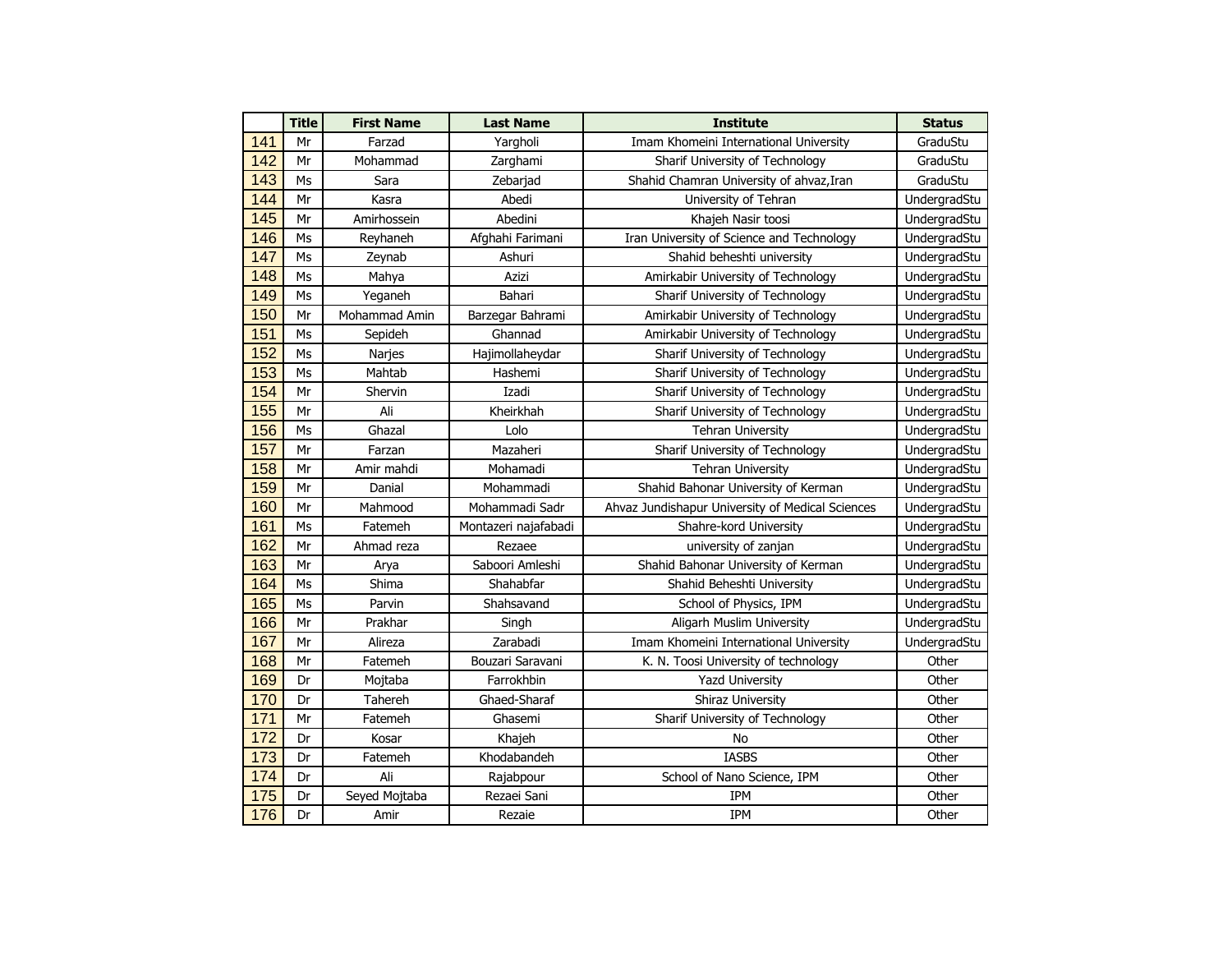| | Title | First Name | Last Name | Institute | Status |
|---|---|---|---|---|---|
| 141 | Mr | Farzad | Yargholi | Imam Khomeini International University | GraduStu |
| 142 | Mr | Mohammad | Zarghami | Sharif University of Technology | GraduStu |
| 143 | Ms | Sara | Zebarjad | Shahid Chamran University of ahvaz,Iran | GraduStu |
| 144 | Mr | Kasra | Abedi | University of Tehran | UndergradStu |
| 145 | Mr | Amirhossein | Abedini | Khajeh Nasir toosi | UndergradStu |
| 146 | Ms | Reyhaneh | Afghahi Farimani | Iran University of Science and Technology | UndergradStu |
| 147 | Ms | Zeynab | Ashuri | Shahid beheshti university | UndergradStu |
| 148 | Ms | Mahya | Azizi | Amirkabir University of Technology | UndergradStu |
| 149 | Ms | Yeganeh | Bahari | Sharif University of Technology | UndergradStu |
| 150 | Mr | Mohammad Amin | Barzegar Bahrami | Amirkabir University of Technology | UndergradStu |
| 151 | Ms | Sepideh | Ghannad | Amirkabir University of Technology | UndergradStu |
| 152 | Ms | Narjes | Hajimollaheydar | Sharif University of Technology | UndergradStu |
| 153 | Ms | Mahtab | Hashemi | Sharif University of Technology | UndergradStu |
| 154 | Mr | Shervin | Izadi | Sharif University of Technology | UndergradStu |
| 155 | Mr | Ali | Kheirkhah | Sharif University of Technology | UndergradStu |
| 156 | Ms | Ghazal | Lolo | Tehran University | UndergradStu |
| 157 | Mr | Farzan | Mazaheri | Sharif University of Technology | UndergradStu |
| 158 | Mr | Amir mahdi | Mohamadi | Tehran University | UndergradStu |
| 159 | Mr | Danial | Mohammadi | Shahid Bahonar University of Kerman | UndergradStu |
| 160 | Mr | Mahmood | Mohammadi Sadr | Ahvaz Jundishapur University of Medical Sciences | UndergradStu |
| 161 | Ms | Fatemeh | Montazeri najafabadi | Shahre-kord University | UndergradStu |
| 162 | Mr | Ahmad reza | Rezaee | university of zanjan | UndergradStu |
| 163 | Mr | Arya | Saboori Amleshi | Shahid Bahonar University of Kerman | UndergradStu |
| 164 | Ms | Shima | Shahabfar | Shahid Beheshti University | UndergradStu |
| 165 | Ms | Parvin | Shahsavand | School of Physics, IPM | UndergradStu |
| 166 | Mr | Prakhar | Singh | Aligarh Muslim University | UndergradStu |
| 167 | Mr | Alireza | Zarabadi | Imam Khomeini International University | UndergradStu |
| 168 | Mr | Fatemeh | Bouzari Saravani | K. N. Toosi University of technology | Other |
| 169 | Dr | Mojtaba | Farrokhbin | Yazd University | Other |
| 170 | Dr | Tahereh | Ghaed-Sharaf | Shiraz University | Other |
| 171 | Mr | Fatemeh | Ghasemi | Sharif University of Technology | Other |
| 172 | Dr | Kosar | Khajeh | No | Other |
| 173 | Dr | Fatemeh | Khodabandeh | IASBS | Other |
| 174 | Dr | Ali | Rajabpour | School of Nano Science, IPM | Other |
| 175 | Dr | Seyed Mojtaba | Rezaei Sani | IPM | Other |
| 176 | Dr | Amir | Rezaie | IPM | Other |